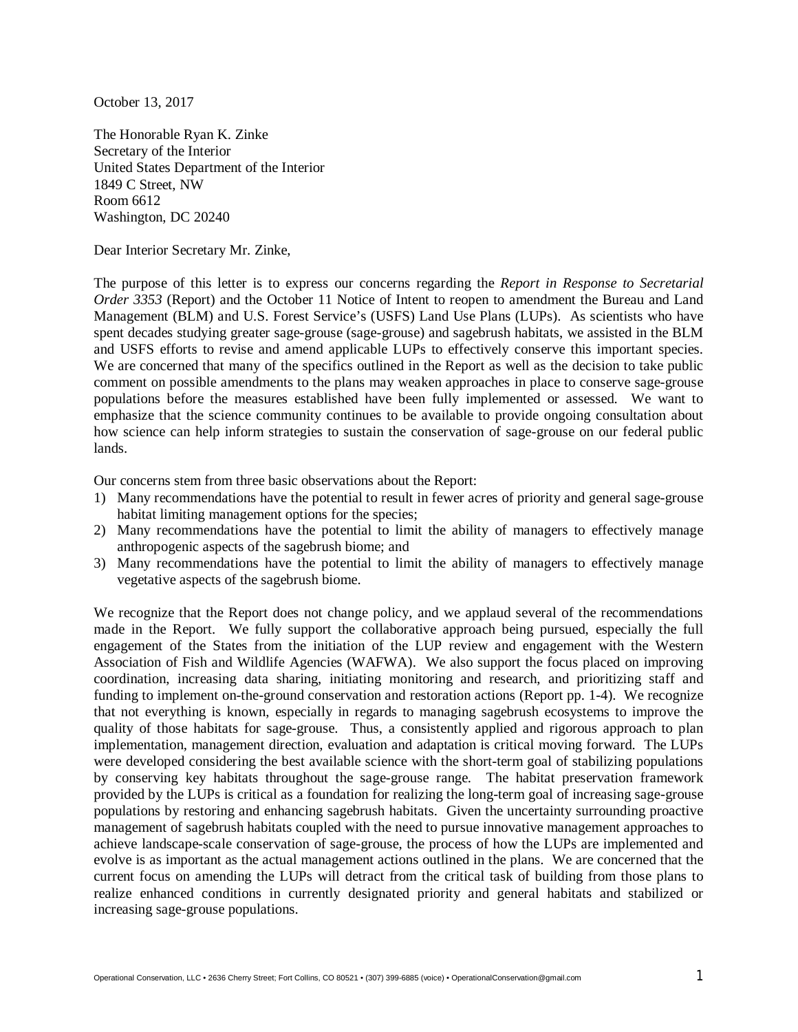October 13, 2017

The Honorable Ryan K. Zinke
Secretary of the Interior
United States Department of the Interior
1849 C Street, NW
Room 6612
Washington, DC 20240

Dear Interior Secretary Mr. Zinke,

The purpose of this letter is to express our concerns regarding the *Report in Response to Secretarial Order 3353* (Report) and the October 11 Notice of Intent to reopen to amendment the Bureau and Land Management (BLM) and U.S. Forest Service's (USFS) Land Use Plans (LUPs). As scientists who have spent decades studying greater sage-grouse (sage-grouse) and sagebrush habitats, we assisted in the BLM and USFS efforts to revise and amend applicable LUPs to effectively conserve this important species. We are concerned that many of the specifics outlined in the Report as well as the decision to take public comment on possible amendments to the plans may weaken approaches in place to conserve sage-grouse populations before the measures established have been fully implemented or assessed. We want to emphasize that the science community continues to be available to provide ongoing consultation about how science can help inform strategies to sustain the conservation of sage-grouse on our federal public lands.

Our concerns stem from three basic observations about the Report:

1) Many recommendations have the potential to result in fewer acres of priority and general sage-grouse habitat limiting management options for the species;
2) Many recommendations have the potential to limit the ability of managers to effectively manage anthropogenic aspects of the sagebrush biome; and
3) Many recommendations have the potential to limit the ability of managers to effectively manage vegetative aspects of the sagebrush biome.

We recognize that the Report does not change policy, and we applaud several of the recommendations made in the Report. We fully support the collaborative approach being pursued, especially the full engagement of the States from the initiation of the LUP review and engagement with the Western Association of Fish and Wildlife Agencies (WAFWA). We also support the focus placed on improving coordination, increasing data sharing, initiating monitoring and research, and prioritizing staff and funding to implement on-the-ground conservation and restoration actions (Report pp. 1-4). We recognize that not everything is known, especially in regards to managing sagebrush ecosystems to improve the quality of those habitats for sage-grouse. Thus, a consistently applied and rigorous approach to plan implementation, management direction, evaluation and adaptation is critical moving forward. The LUPs were developed considering the best available science with the short-term goal of stabilizing populations by conserving key habitats throughout the sage-grouse range. The habitat preservation framework provided by the LUPs is critical as a foundation for realizing the long-term goal of increasing sage-grouse populations by restoring and enhancing sagebrush habitats. Given the uncertainty surrounding proactive management of sagebrush habitats coupled with the need to pursue innovative management approaches to achieve landscape-scale conservation of sage-grouse, the process of how the LUPs are implemented and evolve is as important as the actual management actions outlined in the plans. We are concerned that the current focus on amending the LUPs will detract from the critical task of building from those plans to realize enhanced conditions in currently designated priority and general habitats and stabilized or increasing sage-grouse populations.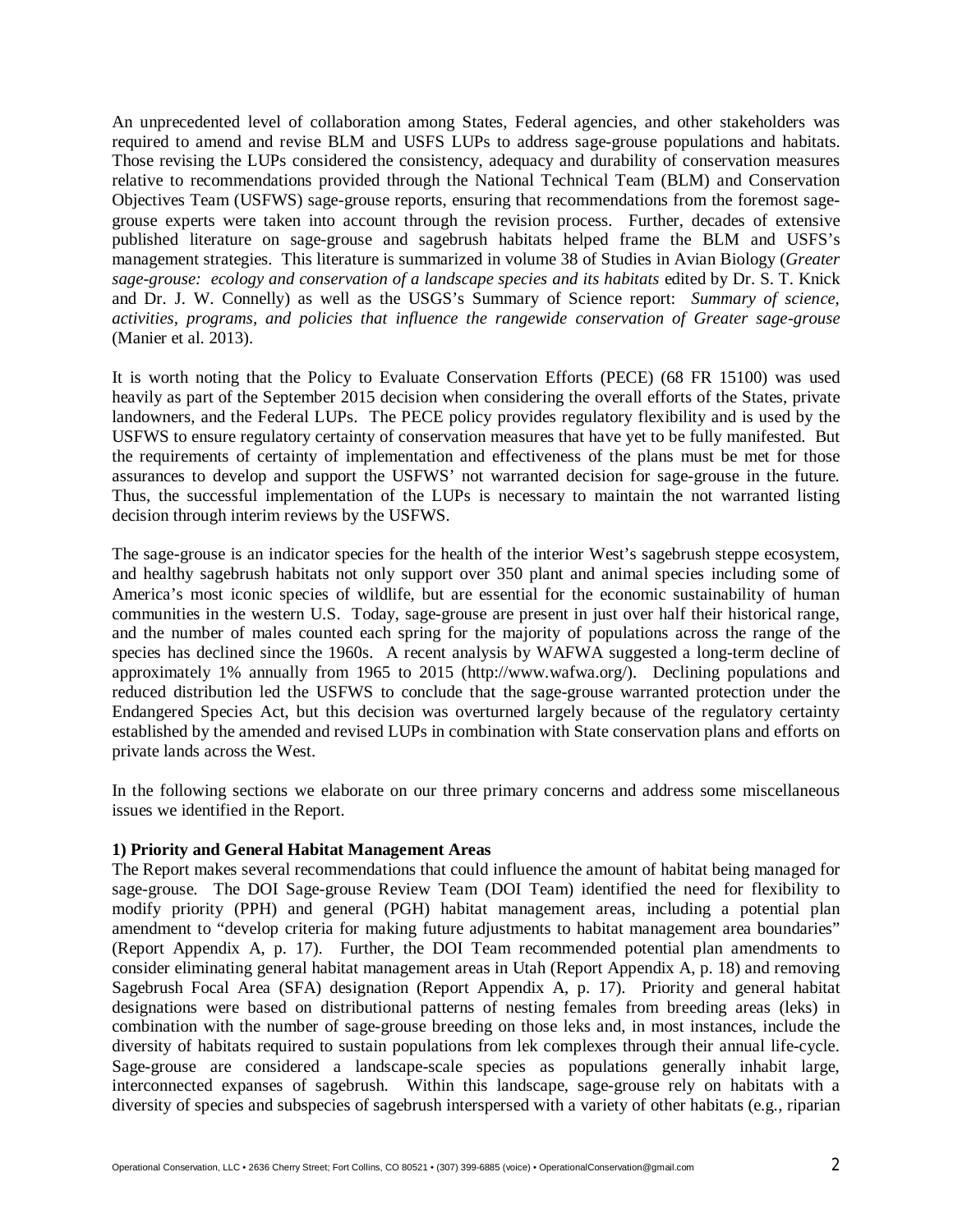An unprecedented level of collaboration among States, Federal agencies, and other stakeholders was required to amend and revise BLM and USFS LUPs to address sage-grouse populations and habitats. Those revising the LUPs considered the consistency, adequacy and durability of conservation measures relative to recommendations provided through the National Technical Team (BLM) and Conservation Objectives Team (USFWS) sage-grouse reports, ensuring that recommendations from the foremost sage-grouse experts were taken into account through the revision process. Further, decades of extensive published literature on sage-grouse and sagebrush habitats helped frame the BLM and USFS's management strategies. This literature is summarized in volume 38 of Studies in Avian Biology (*Greater sage-grouse: ecology and conservation of a landscape species and its habitats* edited by Dr. S. T. Knick and Dr. J. W. Connelly) as well as the USGS's Summary of Science report: *Summary of science, activities, programs, and policies that influence the rangewide conservation of Greater sage-grouse* (Manier et al. 2013).

It is worth noting that the Policy to Evaluate Conservation Efforts (PECE) (68 FR 15100) was used heavily as part of the September 2015 decision when considering the overall efforts of the States, private landowners, and the Federal LUPs. The PECE policy provides regulatory flexibility and is used by the USFWS to ensure regulatory certainty of conservation measures that have yet to be fully manifested. But the requirements of certainty of implementation and effectiveness of the plans must be met for those assurances to develop and support the USFWS' not warranted decision for sage-grouse in the future. Thus, the successful implementation of the LUPs is necessary to maintain the not warranted listing decision through interim reviews by the USFWS.

The sage-grouse is an indicator species for the health of the interior West's sagebrush steppe ecosystem, and healthy sagebrush habitats not only support over 350 plant and animal species including some of America's most iconic species of wildlife, but are essential for the economic sustainability of human communities in the western U.S. Today, sage-grouse are present in just over half their historical range, and the number of males counted each spring for the majority of populations across the range of the species has declined since the 1960s. A recent analysis by WAFWA suggested a long-term decline of approximately 1% annually from 1965 to 2015 (http://www.wafwa.org/). Declining populations and reduced distribution led the USFWS to conclude that the sage-grouse warranted protection under the Endangered Species Act, but this decision was overturned largely because of the regulatory certainty established by the amended and revised LUPs in combination with State conservation plans and efforts on private lands across the West.

In the following sections we elaborate on our three primary concerns and address some miscellaneous issues we identified in the Report.

**1) Priority and General Habitat Management Areas**

The Report makes several recommendations that could influence the amount of habitat being managed for sage-grouse. The DOI Sage-grouse Review Team (DOI Team) identified the need for flexibility to modify priority (PPH) and general (PGH) habitat management areas, including a potential plan amendment to "develop criteria for making future adjustments to habitat management area boundaries" (Report Appendix A, p. 17). Further, the DOI Team recommended potential plan amendments to consider eliminating general habitat management areas in Utah (Report Appendix A, p. 18) and removing Sagebrush Focal Area (SFA) designation (Report Appendix A, p. 17). Priority and general habitat designations were based on distributional patterns of nesting females from breeding areas (leks) in combination with the number of sage-grouse breeding on those leks and, in most instances, include the diversity of habitats required to sustain populations from lek complexes through their annual life-cycle. Sage-grouse are considered a landscape-scale species as populations generally inhabit large, interconnected expanses of sagebrush. Within this landscape, sage-grouse rely on habitats with a diversity of species and subspecies of sagebrush interspersed with a variety of other habitats (e.g., riparian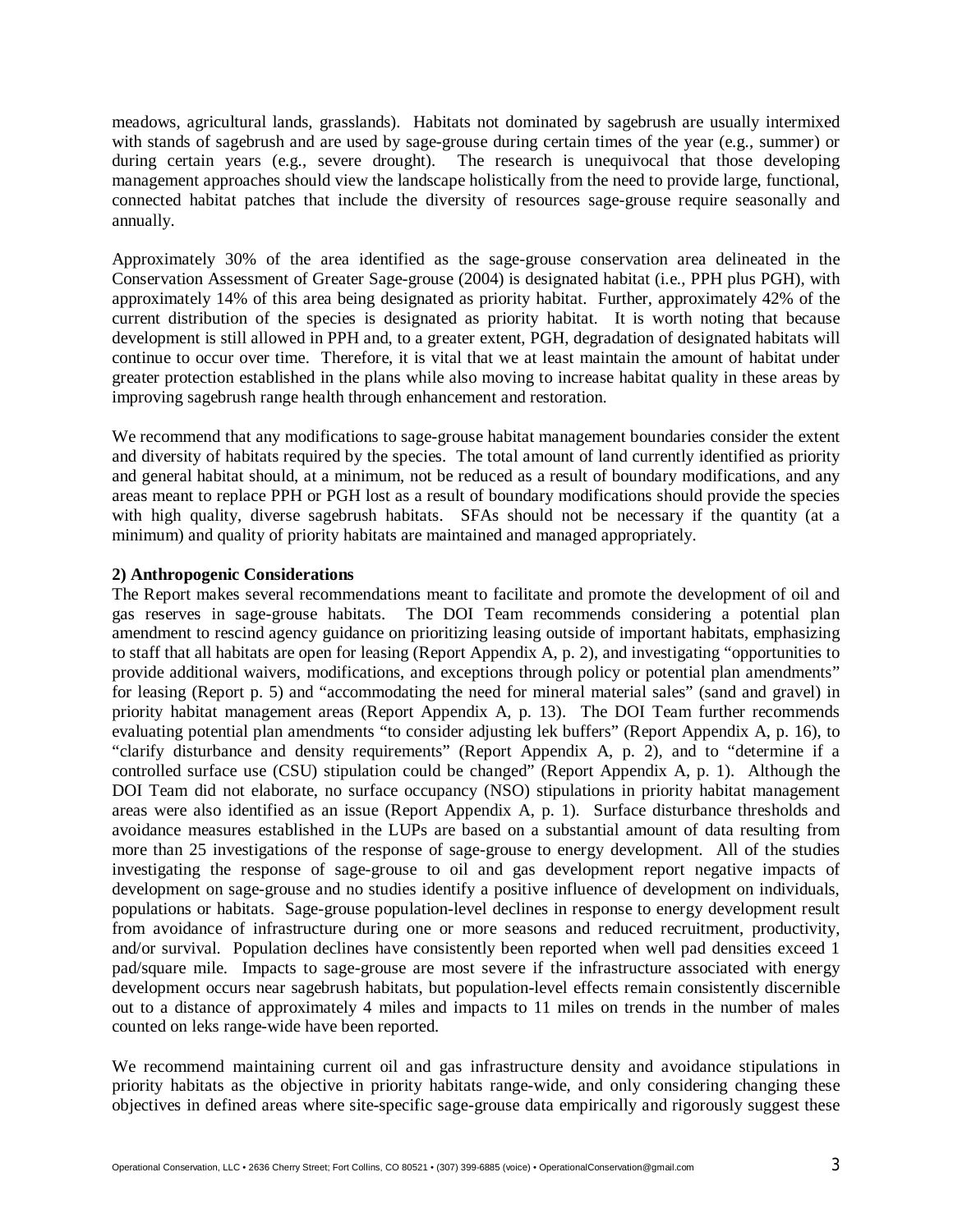meadows, agricultural lands, grasslands). Habitats not dominated by sagebrush are usually intermixed with stands of sagebrush and are used by sage-grouse during certain times of the year (e.g., summer) or during certain years (e.g., severe drought). The research is unequivocal that those developing management approaches should view the landscape holistically from the need to provide large, functional, connected habitat patches that include the diversity of resources sage-grouse require seasonally and annually.

Approximately 30% of the area identified as the sage-grouse conservation area delineated in the Conservation Assessment of Greater Sage-grouse (2004) is designated habitat (i.e., PPH plus PGH), with approximately 14% of this area being designated as priority habitat. Further, approximately 42% of the current distribution of the species is designated as priority habitat. It is worth noting that because development is still allowed in PPH and, to a greater extent, PGH, degradation of designated habitats will continue to occur over time. Therefore, it is vital that we at least maintain the amount of habitat under greater protection established in the plans while also moving to increase habitat quality in these areas by improving sagebrush range health through enhancement and restoration.

We recommend that any modifications to sage-grouse habitat management boundaries consider the extent and diversity of habitats required by the species. The total amount of land currently identified as priority and general habitat should, at a minimum, not be reduced as a result of boundary modifications, and any areas meant to replace PPH or PGH lost as a result of boundary modifications should provide the species with high quality, diverse sagebrush habitats. SFAs should not be necessary if the quantity (at a minimum) and quality of priority habitats are maintained and managed appropriately.

**2) Anthropogenic Considerations**

The Report makes several recommendations meant to facilitate and promote the development of oil and gas reserves in sage-grouse habitats. The DOI Team recommends considering a potential plan amendment to rescind agency guidance on prioritizing leasing outside of important habitats, emphasizing to staff that all habitats are open for leasing (Report Appendix A, p. 2), and investigating "opportunities to provide additional waivers, modifications, and exceptions through policy or potential plan amendments" for leasing (Report p. 5) and "accommodating the need for mineral material sales" (sand and gravel) in priority habitat management areas (Report Appendix A, p. 13). The DOI Team further recommends evaluating potential plan amendments "to consider adjusting lek buffers" (Report Appendix A, p. 16), to "clarify disturbance and density requirements" (Report Appendix A, p. 2), and to "determine if a controlled surface use (CSU) stipulation could be changed" (Report Appendix A, p. 1). Although the DOI Team did not elaborate, no surface occupancy (NSO) stipulations in priority habitat management areas were also identified as an issue (Report Appendix A, p. 1). Surface disturbance thresholds and avoidance measures established in the LUPs are based on a substantial amount of data resulting from more than 25 investigations of the response of sage-grouse to energy development. All of the studies investigating the response of sage-grouse to oil and gas development report negative impacts of development on sage-grouse and no studies identify a positive influence of development on individuals, populations or habitats. Sage-grouse population-level declines in response to energy development result from avoidance of infrastructure during one or more seasons and reduced recruitment, productivity, and/or survival. Population declines have consistently been reported when well pad densities exceed 1 pad/square mile. Impacts to sage-grouse are most severe if the infrastructure associated with energy development occurs near sagebrush habitats, but population-level effects remain consistently discernible out to a distance of approximately 4 miles and impacts to 11 miles on trends in the number of males counted on leks range-wide have been reported.

We recommend maintaining current oil and gas infrastructure density and avoidance stipulations in priority habitats as the objective in priority habitats range-wide, and only considering changing these objectives in defined areas where site-specific sage-grouse data empirically and rigorously suggest these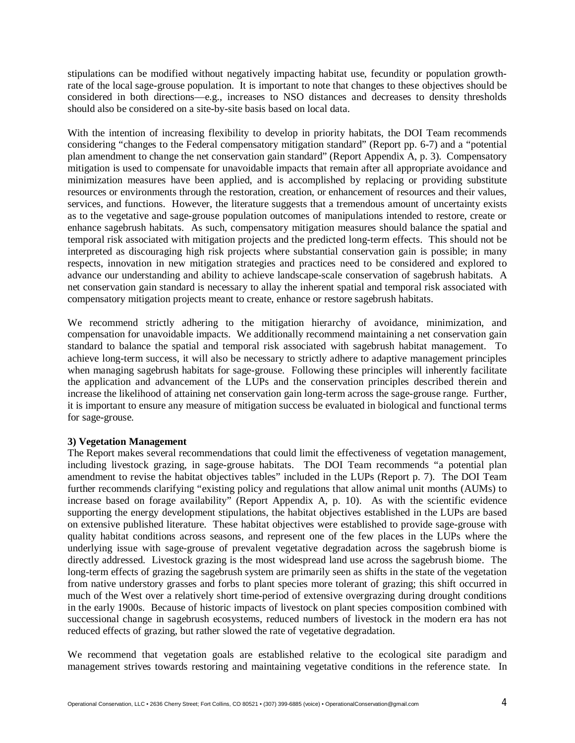stipulations can be modified without negatively impacting habitat use, fecundity or population growth-rate of the local sage-grouse population. It is important to note that changes to these objectives should be considered in both directions—e.g., increases to NSO distances and decreases to density thresholds should also be considered on a site-by-site basis based on local data.

With the intention of increasing flexibility to develop in priority habitats, the DOI Team recommends considering "changes to the Federal compensatory mitigation standard" (Report pp. 6-7) and a "potential plan amendment to change the net conservation gain standard" (Report Appendix A, p. 3). Compensatory mitigation is used to compensate for unavoidable impacts that remain after all appropriate avoidance and minimization measures have been applied, and is accomplished by replacing or providing substitute resources or environments through the restoration, creation, or enhancement of resources and their values, services, and functions. However, the literature suggests that a tremendous amount of uncertainty exists as to the vegetative and sage-grouse population outcomes of manipulations intended to restore, create or enhance sagebrush habitats. As such, compensatory mitigation measures should balance the spatial and temporal risk associated with mitigation projects and the predicted long-term effects. This should not be interpreted as discouraging high risk projects where substantial conservation gain is possible; in many respects, innovation in new mitigation strategies and practices need to be considered and explored to advance our understanding and ability to achieve landscape-scale conservation of sagebrush habitats. A net conservation gain standard is necessary to allay the inherent spatial and temporal risk associated with compensatory mitigation projects meant to create, enhance or restore sagebrush habitats.

We recommend strictly adhering to the mitigation hierarchy of avoidance, minimization, and compensation for unavoidable impacts. We additionally recommend maintaining a net conservation gain standard to balance the spatial and temporal risk associated with sagebrush habitat management. To achieve long-term success, it will also be necessary to strictly adhere to adaptive management principles when managing sagebrush habitats for sage-grouse. Following these principles will inherently facilitate the application and advancement of the LUPs and the conservation principles described therein and increase the likelihood of attaining net conservation gain long-term across the sage-grouse range. Further, it is important to ensure any measure of mitigation success be evaluated in biological and functional terms for sage-grouse.

**3) Vegetation Management**

The Report makes several recommendations that could limit the effectiveness of vegetation management, including livestock grazing, in sage-grouse habitats. The DOI Team recommends "a potential plan amendment to revise the habitat objectives tables" included in the LUPs (Report p. 7). The DOI Team further recommends clarifying "existing policy and regulations that allow animal unit months (AUMs) to increase based on forage availability" (Report Appendix A, p. 10). As with the scientific evidence supporting the energy development stipulations, the habitat objectives established in the LUPs are based on extensive published literature. These habitat objectives were established to provide sage-grouse with quality habitat conditions across seasons, and represent one of the few places in the LUPs where the underlying issue with sage-grouse of prevalent vegetative degradation across the sagebrush biome is directly addressed. Livestock grazing is the most widespread land use across the sagebrush biome. The long-term effects of grazing the sagebrush system are primarily seen as shifts in the state of the vegetation from native understory grasses and forbs to plant species more tolerant of grazing; this shift occurred in much of the West over a relatively short time-period of extensive overgrazing during drought conditions in the early 1900s. Because of historic impacts of livestock on plant species composition combined with successional change in sagebrush ecosystems, reduced numbers of livestock in the modern era has not reduced effects of grazing, but rather slowed the rate of vegetative degradation.

We recommend that vegetation goals are established relative to the ecological site paradigm and management strives towards restoring and maintaining vegetative conditions in the reference state. In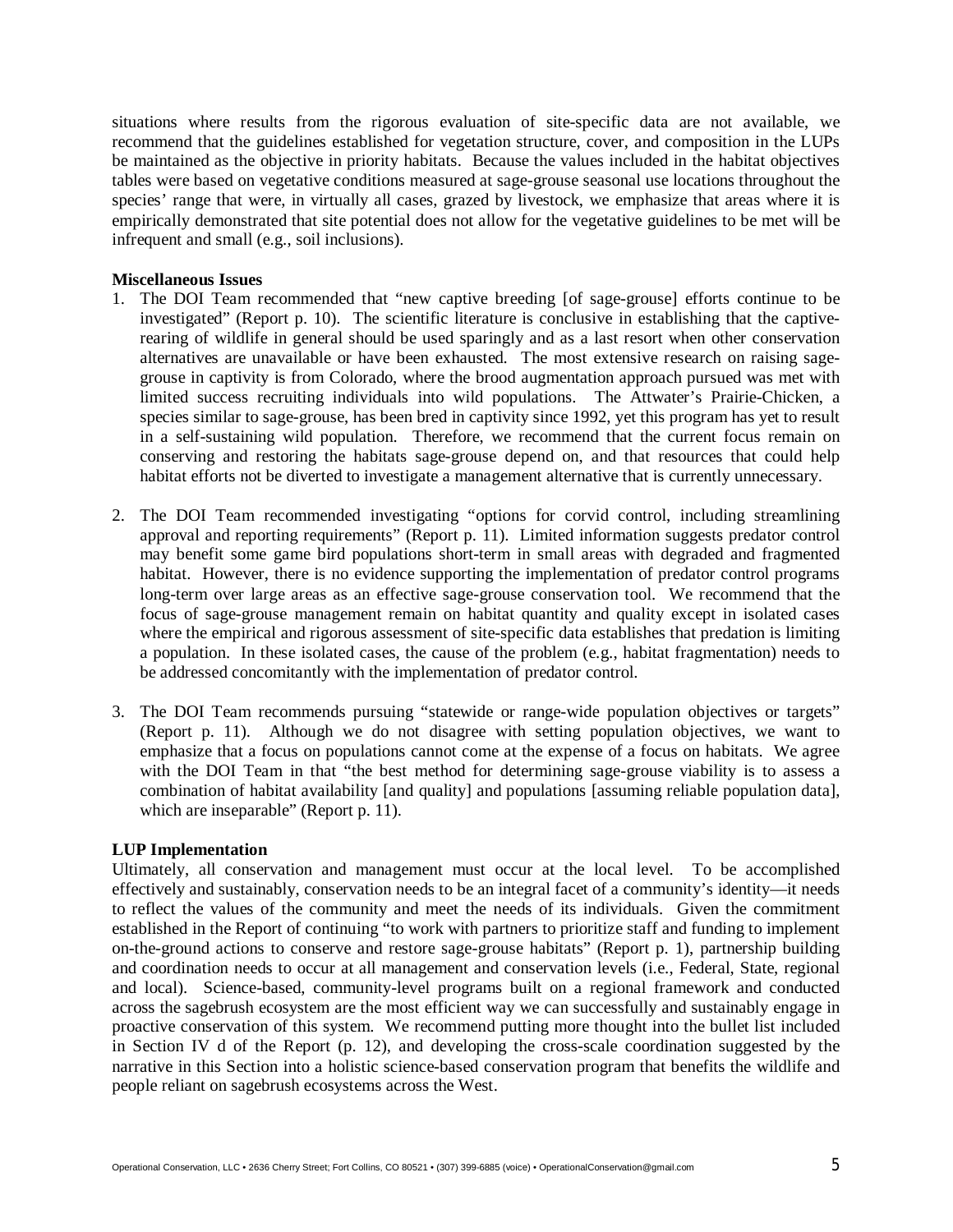situations where results from the rigorous evaluation of site-specific data are not available, we recommend that the guidelines established for vegetation structure, cover, and composition in the LUPs be maintained as the objective in priority habitats. Because the values included in the habitat objectives tables were based on vegetative conditions measured at sage-grouse seasonal use locations throughout the species' range that were, in virtually all cases, grazed by livestock, we emphasize that areas where it is empirically demonstrated that site potential does not allow for the vegetative guidelines to be met will be infrequent and small (e.g., soil inclusions).

**Miscellaneous Issues**

1. The DOI Team recommended that "new captive breeding [of sage-grouse] efforts continue to be investigated" (Report p. 10). The scientific literature is conclusive in establishing that the captive-rearing of wildlife in general should be used sparingly and as a last resort when other conservation alternatives are unavailable or have been exhausted. The most extensive research on raising sage-grouse in captivity is from Colorado, where the brood augmentation approach pursued was met with limited success recruiting individuals into wild populations. The Attwater's Prairie-Chicken, a species similar to sage-grouse, has been bred in captivity since 1992, yet this program has yet to result in a self-sustaining wild population. Therefore, we recommend that the current focus remain on conserving and restoring the habitats sage-grouse depend on, and that resources that could help habitat efforts not be diverted to investigate a management alternative that is currently unnecessary.

2. The DOI Team recommended investigating "options for corvid control, including streamlining approval and reporting requirements" (Report p. 11). Limited information suggests predator control may benefit some game bird populations short-term in small areas with degraded and fragmented habitat. However, there is no evidence supporting the implementation of predator control programs long-term over large areas as an effective sage-grouse conservation tool. We recommend that the focus of sage-grouse management remain on habitat quantity and quality except in isolated cases where the empirical and rigorous assessment of site-specific data establishes that predation is limiting a population. In these isolated cases, the cause of the problem (e.g., habitat fragmentation) needs to be addressed concomitantly with the implementation of predator control.

3. The DOI Team recommends pursuing "statewide or range-wide population objectives or targets" (Report p. 11). Although we do not disagree with setting population objectives, we want to emphasize that a focus on populations cannot come at the expense of a focus on habitats. We agree with the DOI Team in that "the best method for determining sage-grouse viability is to assess a combination of habitat availability [and quality] and populations [assuming reliable population data], which are inseparable" (Report p. 11).

**LUP Implementation**

Ultimately, all conservation and management must occur at the local level. To be accomplished effectively and sustainably, conservation needs to be an integral facet of a community's identity—it needs to reflect the values of the community and meet the needs of its individuals. Given the commitment established in the Report of continuing "to work with partners to prioritize staff and funding to implement on-the-ground actions to conserve and restore sage-grouse habitats" (Report p. 1), partnership building and coordination needs to occur at all management and conservation levels (i.e., Federal, State, regional and local). Science-based, community-level programs built on a regional framework and conducted across the sagebrush ecosystem are the most efficient way we can successfully and sustainably engage in proactive conservation of this system. We recommend putting more thought into the bullet list included in Section IV d of the Report (p. 12), and developing the cross-scale coordination suggested by the narrative in this Section into a holistic science-based conservation program that benefits the wildlife and people reliant on sagebrush ecosystems across the West.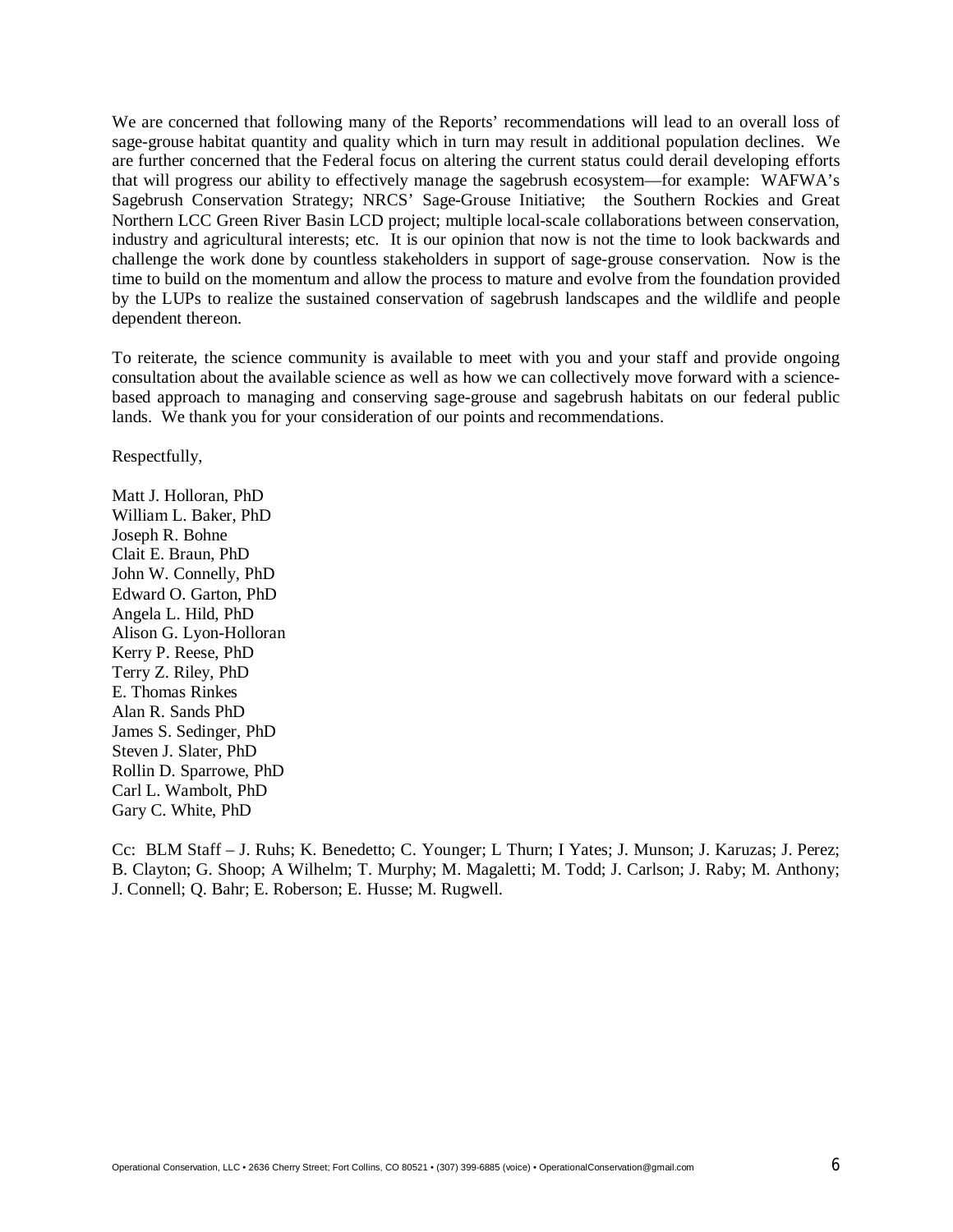We are concerned that following many of the Reports' recommendations will lead to an overall loss of sage-grouse habitat quantity and quality which in turn may result in additional population declines. We are further concerned that the Federal focus on altering the current status could derail developing efforts that will progress our ability to effectively manage the sagebrush ecosystem—for example: WAFWA's Sagebrush Conservation Strategy; NRCS' Sage-Grouse Initiative; the Southern Rockies and Great Northern LCC Green River Basin LCD project; multiple local-scale collaborations between conservation, industry and agricultural interests; etc. It is our opinion that now is not the time to look backwards and challenge the work done by countless stakeholders in support of sage-grouse conservation. Now is the time to build on the momentum and allow the process to mature and evolve from the foundation provided by the LUPs to realize the sustained conservation of sagebrush landscapes and the wildlife and people dependent thereon.

To reiterate, the science community is available to meet with you and your staff and provide ongoing consultation about the available science as well as how we can collectively move forward with a science-based approach to managing and conserving sage-grouse and sagebrush habitats on our federal public lands. We thank you for your consideration of our points and recommendations.

Respectfully,

Matt J. Holloran, PhD  
William L. Baker, PhD  
Joseph R. Bohne  
Clait E. Braun, PhD  
John W. Connelly, PhD  
Edward O. Garton, PhD  
Angela L. Hild, PhD  
Alison G. Lyon-Holloran  
Kerry P. Reese, PhD  
Terry Z. Riley, PhD  
E. Thomas Rinkes  
Alan R. Sands PhD  
James S. Sedinger, PhD  
Steven J. Slater, PhD  
Rollin D. Sparrowe, PhD  
Carl L. Wambolt, PhD  
Gary C. White, PhD

Cc: BLM Staff – J. Ruhs; K. Benedetto; C. Younger; L Thurn; I Yates; J. Munson; J. Karuzas; J. Perez; B. Clayton; G. Shoop; A Wilhelm; T. Murphy; M. Magaletti; M. Todd; J. Carlson; J. Raby; M. Anthony; J. Connell; Q. Bahr; E. Roberson; E. Husse; M. Rugwell.

Operational Conservation, LLC • 2636 Cherry Street; Fort Collins, CO 80521 • (307) 399-6885 (voice) • OperationalConservation@gmail.com